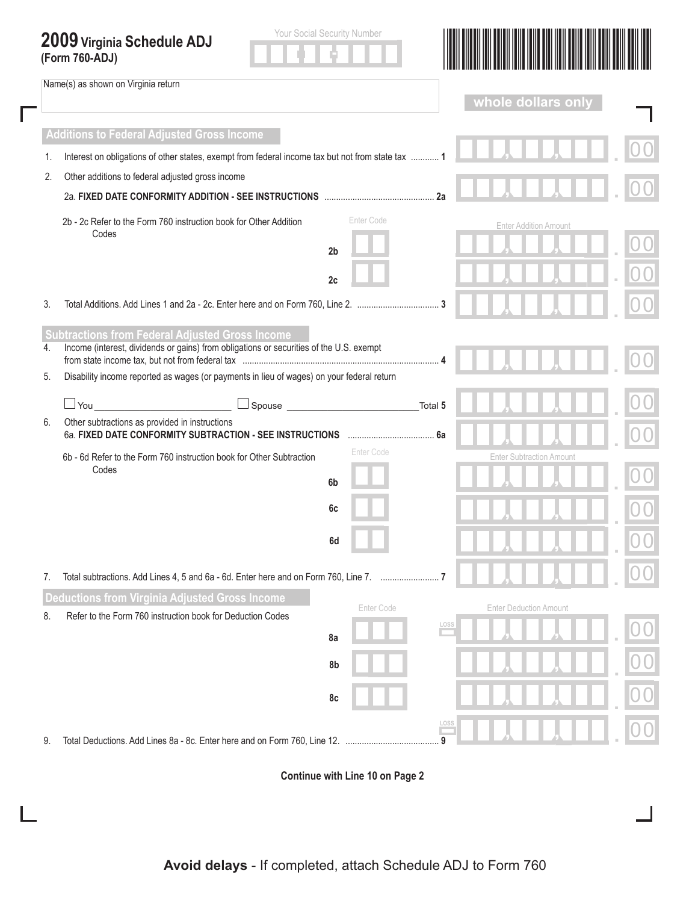# 2009 Virginia Schedule ADJ
**(Form 760-ADJ)**

Your Social Security Number

Name(s) as shown on Virginia return

**whole dollars only**

## Additions to Federal Adjusted Gross Income

1. Interest on obligations of other states, exempt from federal income tax but not from state tax ............ 1 .00

2. Other additions to federal adjusted gross income

   2a. **FIXED DATE CONFORMITY ADDITION - SEE INSTRUCTIONS** ............................................ 2a .00

   2b - 2c Refer to the Form 760 instruction book for Other Addition Codes

| | Enter Code | Enter Addition Amount |
|---|---|---|
| 2b | | .00 |
| 2c | | .00 |

3. Total Additions. Add Lines 1 and 2a - 2c. Enter here and on Form 760, Line 2. .................................. 3 .00

## Subtractions from Federal Adjusted Gross Income

4. Income (interest, dividends or gains) from obligations or securities of the U.S. exempt from state income tax, but not from federal tax ........................................................................ 4 .00

5. Disability income reported as wages (or payments in lieu of wages) on your federal return

   ☐ You ____________ ☐ Spouse ____________ Total 5 .00

6. Other subtractions as provided in instructions

   6a. **FIXED DATE CONFORMITY SUBTRACTION - SEE INSTRUCTIONS** .................................... 6a .00

   6b - 6d Refer to the Form 760 instruction book for Other Subtraction Codes

| | Enter Code | Enter Subtraction Amount |
|---|---|---|
| 6b | | .00 |
| 6c | | .00 |
| 6d | | .00 |

7. Total subtractions. Add Lines 4, 5 and 6a - 6d. Enter here and on Form 760, Line 7. ........................ 7 .00

## Deductions from Virginia Adjusted Gross Income

8. Refer to the Form 760 instruction book for Deduction Codes

| | Enter Code | | Enter Deduction Amount |
|---|---|---|---|
| 8a | | LOSS | .00 |
| 8b | | | .00 |
| 8c | | | .00 |

9. Total Deductions. Add Lines 8a - 8c. Enter here and on Form 760, Line 12. ....................................... 9 LOSS .00

**Continue with Line 10 on Page 2**

**Avoid delays** - If completed, attach Schedule ADJ to Form 760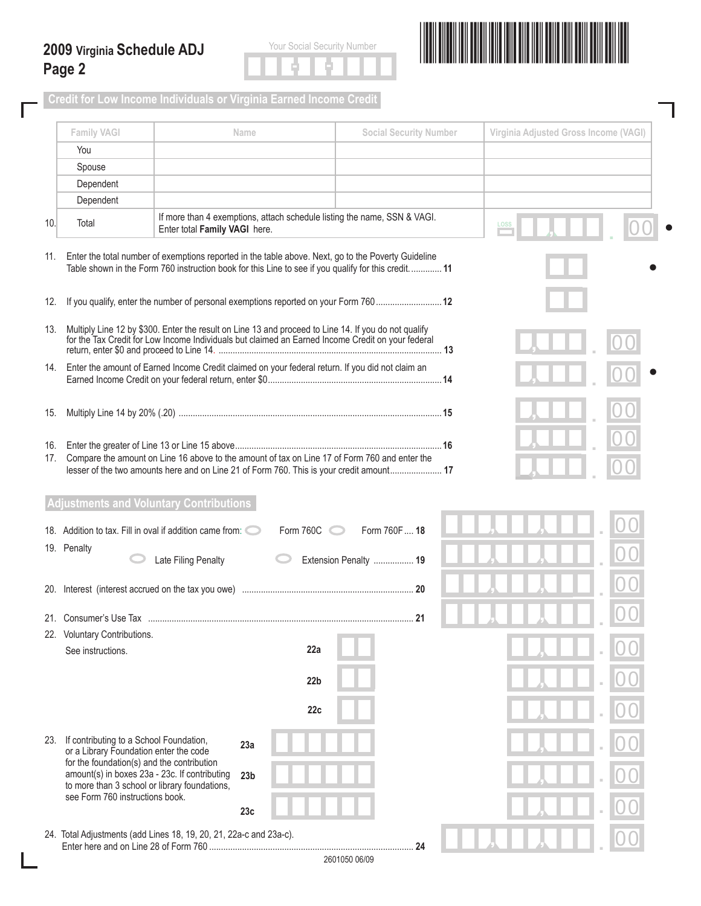# 2009 Virginia Schedule ADJ Page 2

Your Social Security Number

## Credit for Low Income Individuals or Virginia Earned Income Credit

| | Family VAGI | Name | Social Security Number | Virginia Adjusted Gross Income (VAGI) |
|---|---|---|---|---|
| | You | | | |
| | Spouse | | | |
| | Dependent | | | |
| | Dependent | | | |
| 10. | Total | If more than 4 exemptions, attach schedule listing the name, SSN & VAGI. Enter total **Family VAGI** here. | | LOSS .00 |

11. Enter the total number of exemptions reported in the table above. Next, go to the Poverty Guideline Table shown in the Form 760 instruction book for this Line to see if you qualify for this credit............. 11

12. If you qualify, enter the number of personal exemptions reported on your Form 760............................ 12

13. Multiply Line 12 by $300. Enter the result on Line 13 and proceed to Line 14. If you do not qualify for the Tax Credit for Low Income Individuals but claimed an Earned Income Credit on your federal return, enter $0 and proceed to Line 14. ............................................................................................. 13 .00

14. Enter the amount of Earned Income Credit claimed on your federal return. If you did not claim an Earned Income Credit on your federal return, enter $0......................................................................... 14 .00

15. Multiply Line 14 by 20% (.20) .............................................................................................................. 15 .00

16. Enter the greater of Line 13 or Line 15 above....................................................................................... 16 .00

17. Compare the amount on Line 16 above to the amount of tax on Line 17 of Form 760 and enter the lesser of the two amounts here and on Line 21 of Form 760. This is your credit amount...................... 17 .00

## Adjustments and Voluntary Contributions

18. Addition to tax. Fill in oval if addition came from: ◯ Form 760C ◯ Form 760F .... 18 .00

19. Penalty ◯ Late Filing Penalty ◯ Extension Penalty ................. 19 .00

20. Interest (interest accrued on the tax you owe) ........................................................................ 20 .00

21. Consumer's Use Tax ................................................................................................................ 21 .00

22. Voluntary Contributions. See instructions.
    - 22a .00
    - 22b .00
    - 22c .00

23. If contributing to a School Foundation, or a Library Foundation enter the code for the foundation(s) and the contribution amount(s) in boxes 23a - 23c. If contributing to more than 3 school or library foundations, see Form 760 instructions book.
    - 23a .00
    - 23b .00
    - 23c .00

24. Total Adjustments (add Lines 18, 19, 20, 21, 22a-c and 23a-c). Enter here and on Line 28 of Form 760 ....................................................................................... 24 .00

2601050 06/09